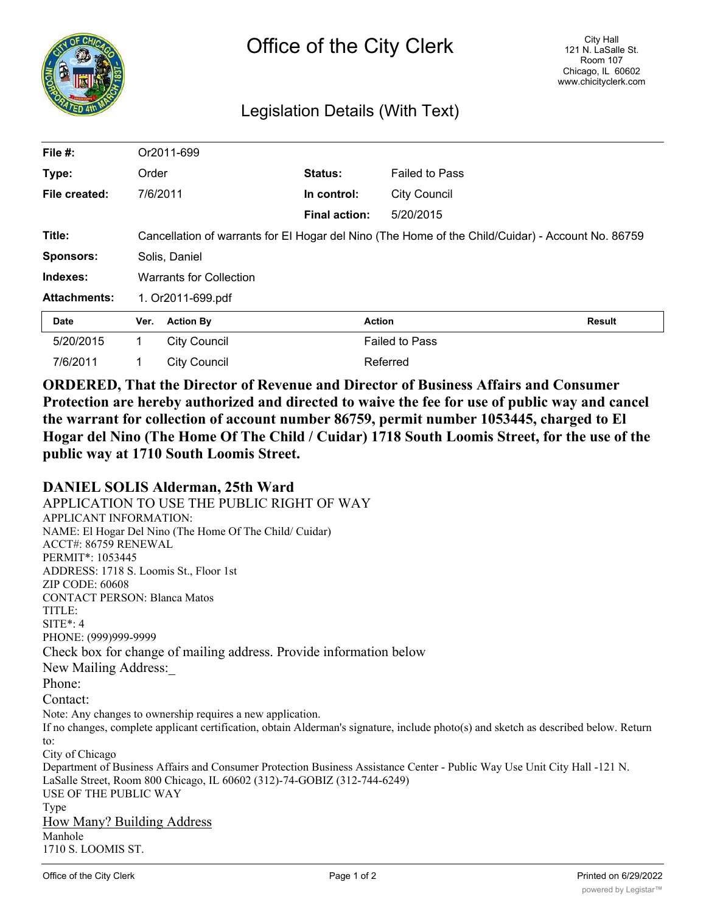# Office of the City Clerk

City Hall
121 N. LaSalle St.
Room 107
Chicago, IL 60602
www.chicityclerk.com

## Legislation Details (With Text)

| | | | |
|---|---|---|---|
| **File #:** | Or2011-699 | | |
| **Type:** | Order | **Status:** | Failed to Pass |
| **File created:** | 7/6/2011 | **In control:** | City Council |
| | | **Final action:** | 5/20/2015 |
| **Title:** | Cancellation of warrants for El Hogar del Nino (The Home of the Child/Cuidar) - Account No. 86759 | | |
| **Sponsors:** | Solis, Daniel | | |
| **Indexes:** | Warrants for Collection | | |
| **Attachments:** | 1. Or2011-699.pdf | | |

| Date | Ver. | Action By | Action | Result |
|---|---|---|---|---|
| 5/20/2015 | 1 | City Council | Failed to Pass | |
| 7/6/2011 | 1 | City Council | Referred | |

**ORDERED, That the Director of Revenue and Director of Business Affairs and Consumer Protection are hereby authorized and directed to waive the fee for use of public way and cancel the warrant for collection of account number 86759, permit number 1053445, charged to El Hogar del Nino (The Home Of The Child / Cuidar) 1718 South Loomis Street, for the use of the public way at 1710 South Loomis Street.**

**DANIEL SOLIS Alderman, 25th Ward**

APPLICATION TO USE THE PUBLIC RIGHT OF WAY

APPLICANT INFORMATION:
NAME: El Hogar Del Nino (The Home Of The Child/ Cuidar)
ACCT#: 86759 RENEWAL
PERMIT*: 1053445
ADDRESS: 1718 S. Loomis St., Floor 1st
ZIP CODE: 60608
CONTACT PERSON: Blanca Matos
TITLE:
SITE*: 4
PHONE: (999)999-9999

Check box for change of mailing address. Provide information below
New Mailing Address:_
Phone:
Contact:

Note: Any changes to ownership requires a new application.
If no changes, complete applicant certification, obtain Alderman's signature, include photo(s) and sketch as described below. Return to:
City of Chicago
Department of Business Affairs and Consumer Protection Business Assistance Center - Public Way Use Unit City Hall -121 N. LaSalle Street, Room 800 Chicago, IL 60602 (312)-74-GOBIZ (312-744-6249)

USE OF THE PUBLIC WAY
Type
How Many? Building Address
Manhole
1710 S. LOOMIS ST.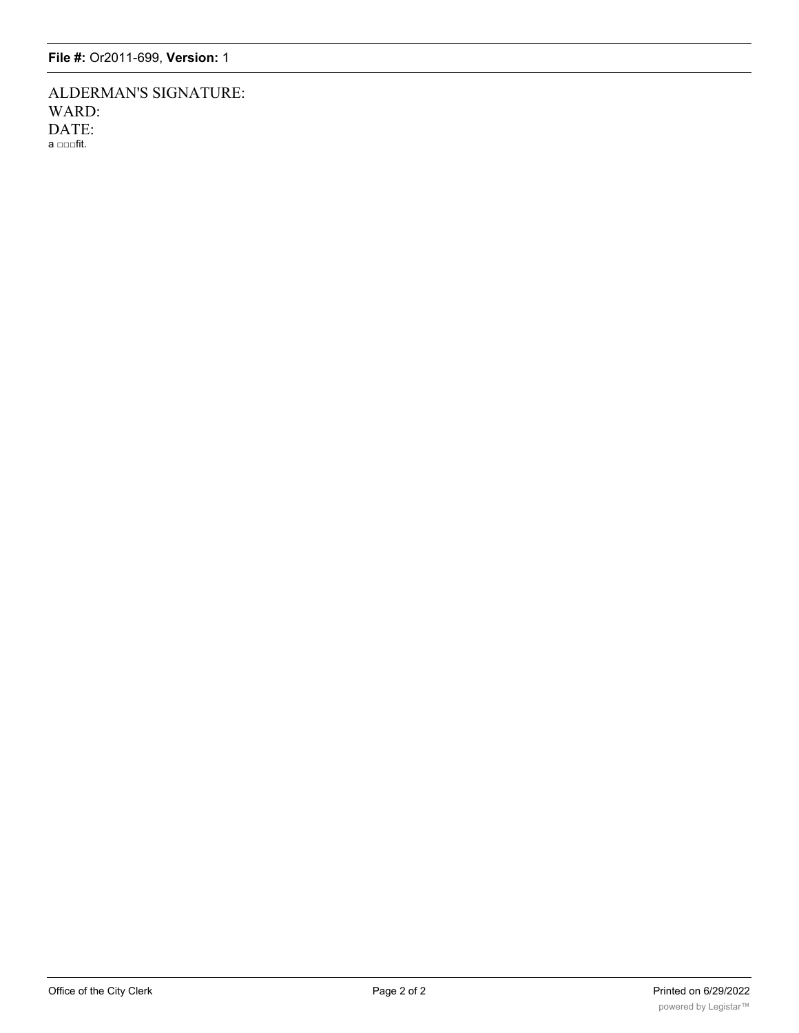ALDERMAN'S SIGNATURE:
WARD:
DATE:
a □□□fit.